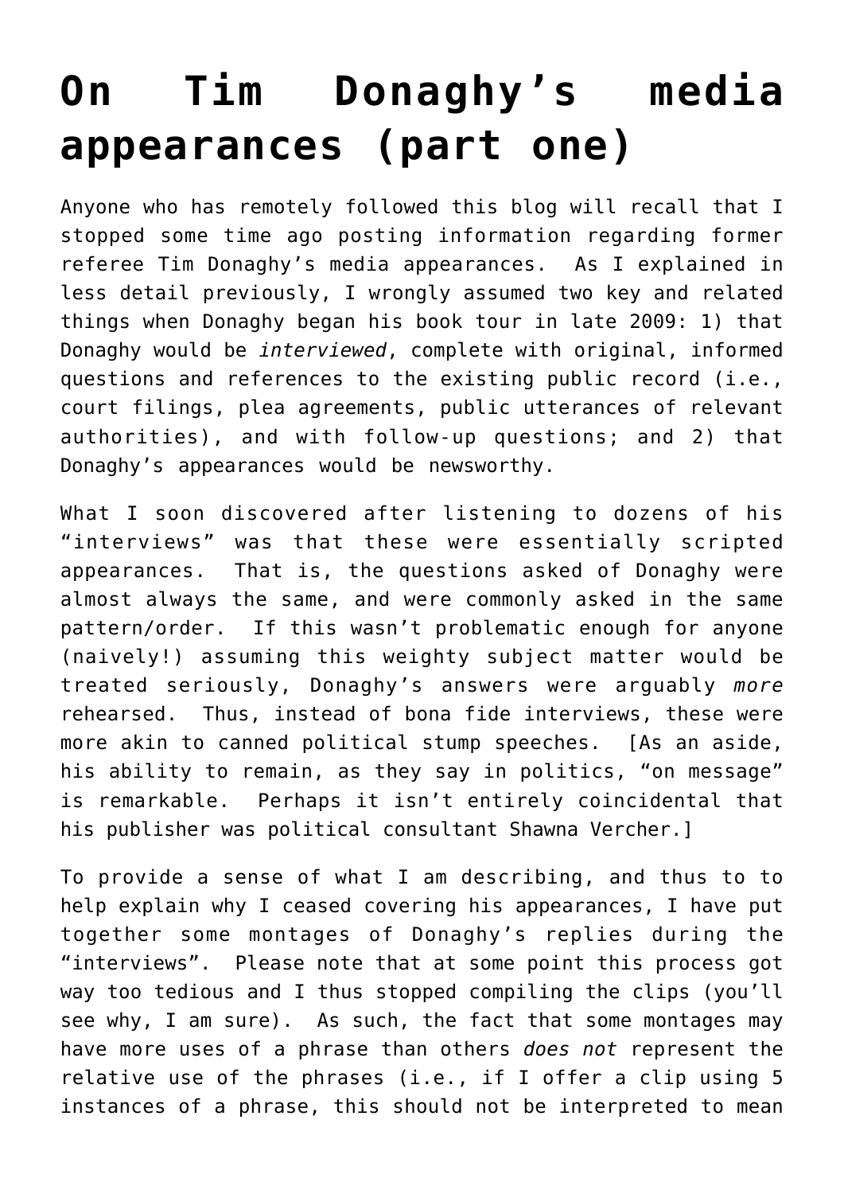# On Tim Donaghy's media appearances (part one)

Anyone who has remotely followed this blog will recall that I stopped some time ago posting information regarding former referee Tim Donaghy's media appearances. As I explained in less detail previously, I wrongly assumed two key and related things when Donaghy began his book tour in late 2009: 1) that Donaghy would be *interviewed*, complete with original, informed questions and references to the existing public record (i.e., court filings, plea agreements, public utterances of relevant authorities), and with follow-up questions; and 2) that Donaghy's appearances would be newsworthy.

What I soon discovered after listening to dozens of his "interviews" was that these were essentially scripted appearances. That is, the questions asked of Donaghy were almost always the same, and were commonly asked in the same pattern/order. If this wasn't problematic enough for anyone (naively!) assuming this weighty subject matter would be treated seriously, Donaghy's answers were arguably *more* rehearsed. Thus, instead of bona fide interviews, these were more akin to canned political stump speeches. [As an aside, his ability to remain, as they say in politics, "on message" is remarkable. Perhaps it isn't entirely coincidental that his publisher was political consultant Shawna Vercher.]

To provide a sense of what I am describing, and thus to to help explain why I ceased covering his appearances, I have put together some montages of Donaghy's replies during the "interviews". Please note that at some point this process got way too tedious and I thus stopped compiling the clips (you'll see why, I am sure). As such, the fact that some montages may have more uses of a phrase than others *does not* represent the relative use of the phrases (i.e., if I offer a clip using 5 instances of a phrase, this should not be interpreted to mean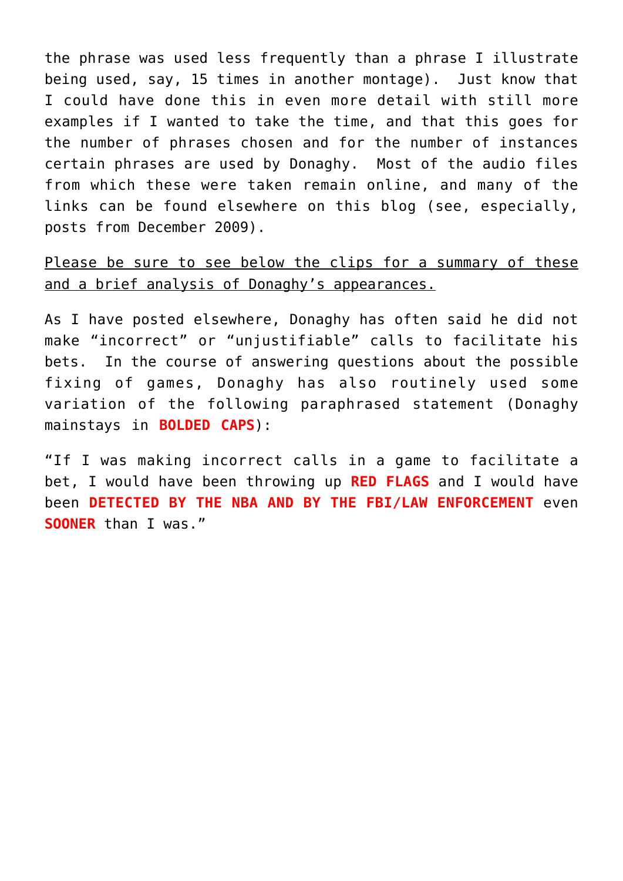the phrase was used less frequently than a phrase I illustrate being used, say, 15 times in another montage). Just know that I could have done this in even more detail with still more examples if I wanted to take the time, and that this goes for the number of phrases chosen and for the number of instances certain phrases are used by Donaghy. Most of the audio files from which these were taken remain online, and many of the links can be found elsewhere on this blog (see, especially, posts from December 2009).

<u>Please be sure to see below the clips for a summary of these and a brief analysis of Donaghy's appearances.</u>

As I have posted elsewhere, Donaghy has often said he did not make "incorrect" or "unjustifiable" calls to facilitate his bets. In the course of answering questions about the possible fixing of games, Donaghy has also routinely used some variation of the following paraphrased statement (Donaghy mainstays in **BOLDED CAPS**):

"If I was making incorrect calls in a game to facilitate a bet, I would have been throwing up **RED FLAGS** and I would have been **DETECTED BY THE NBA AND BY THE FBI/LAW ENFORCEMENT** even **SOONER** than I was."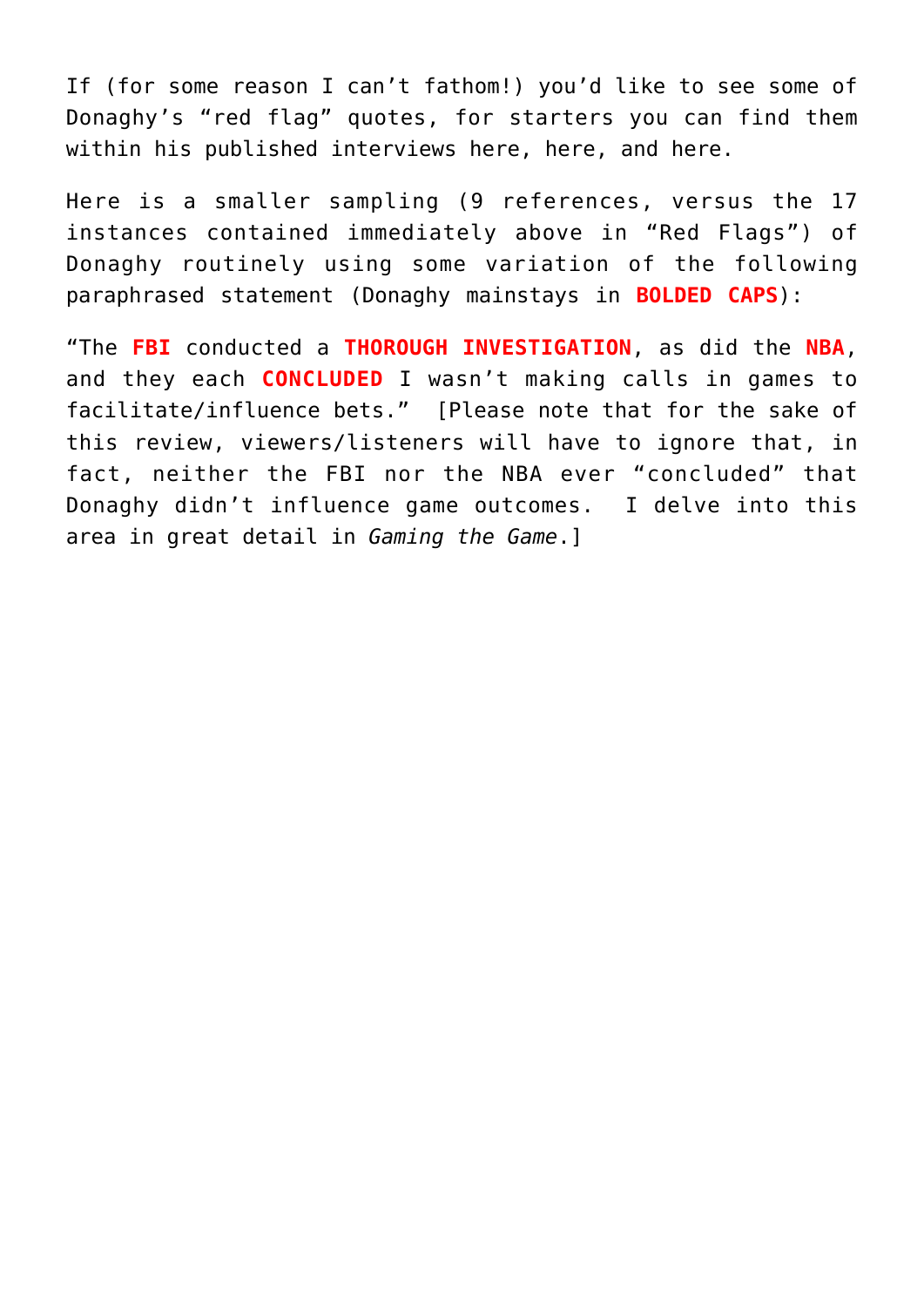If (for some reason I can't fathom!) you'd like to see some of Donaghy's "red flag" quotes, for starters you can find them within his published interviews here, here, and here.

Here is a smaller sampling (9 references, versus the 17 instances contained immediately above in "Red Flags") of Donaghy routinely using some variation of the following paraphrased statement (Donaghy mainstays in **BOLDED CAPS**):

"The **FBI** conducted a **THOROUGH INVESTIGATION**, as did the **NBA**, and they each **CONCLUDED** I wasn't making calls in games to facilitate/influence bets." [Please note that for the sake of this review, viewers/listeners will have to ignore that, in fact, neither the FBI nor the NBA ever "concluded" that Donaghy didn't influence game outcomes. I delve into this area in great detail in *Gaming the Game*.]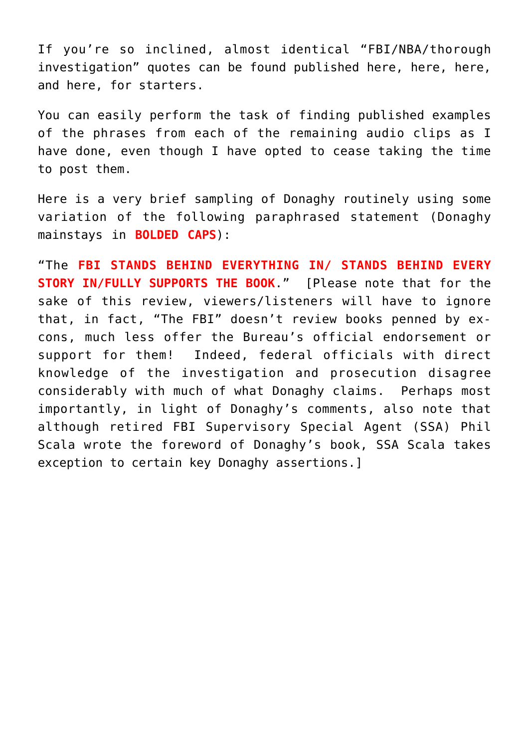If you're so inclined, almost identical "FBI/NBA/thorough investigation" quotes can be found published here, here, here, and here, for starters.

You can easily perform the task of finding published examples of the phrases from each of the remaining audio clips as I have done, even though I have opted to cease taking the time to post them.

Here is a very brief sampling of Donaghy routinely using some variation of the following paraphrased statement (Donaghy mainstays in **BOLDED CAPS**):

"The **FBI STANDS BEHIND EVERYTHING IN/ STANDS BEHIND EVERY STORY IN/FULLY SUPPORTS THE BOOK**." [Please note that for the sake of this review, viewers/listeners will have to ignore that, in fact, "The FBI" doesn't review books penned by ex-cons, much less offer the Bureau's official endorsement or support for them! Indeed, federal officials with direct knowledge of the investigation and prosecution disagree considerably with much of what Donaghy claims. Perhaps most importantly, in light of Donaghy's comments, also note that although retired FBI Supervisory Special Agent (SSA) Phil Scala wrote the foreword of Donaghy's book, SSA Scala takes exception to certain key Donaghy assertions.]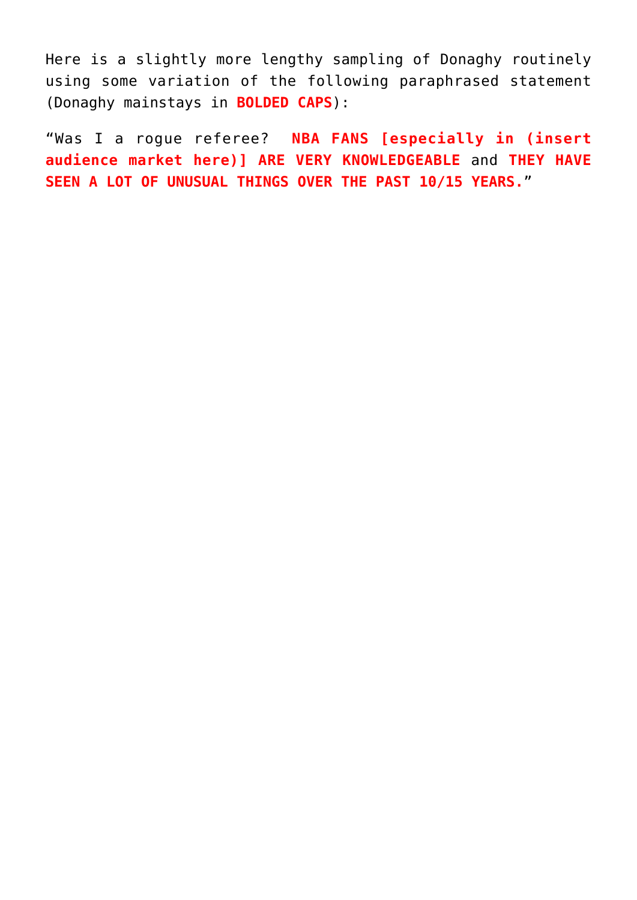Here is a slightly more lengthy sampling of Donaghy routinely using some variation of the following paraphrased statement (Donaghy mainstays in **BOLDED CAPS**):

"Was I a rogue referee? **NBA FANS [especially in (insert audience market here)] ARE VERY KNOWLEDGEABLE** and **THEY HAVE SEEN A LOT OF UNUSUAL THINGS OVER THE PAST 10/15 YEARS.**"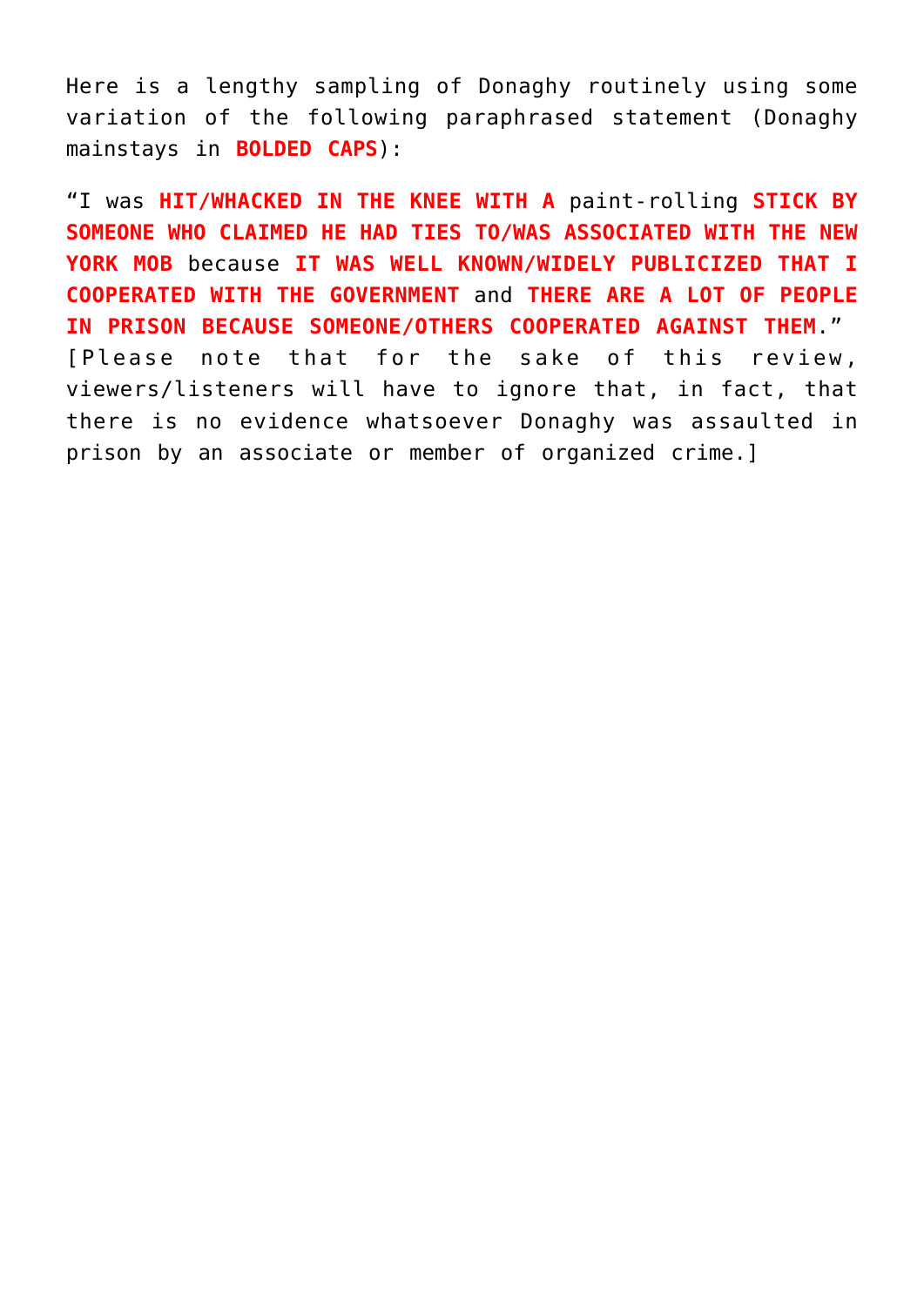Here is a lengthy sampling of Donaghy routinely using some variation of the following paraphrased statement (Donaghy mainstays in **BOLDED CAPS**):

"I was **HIT/WHACKED IN THE KNEE WITH A** paint-rolling **STICK BY SOMEONE WHO CLAIMED HE HAD TIES TO/WAS ASSOCIATED WITH THE NEW YORK MOB** because **IT WAS WELL KNOWN/WIDELY PUBLICIZED THAT I COOPERATED WITH THE GOVERNMENT** and **THERE ARE A LOT OF PEOPLE IN PRISON BECAUSE SOMEONE/OTHERS COOPERATED AGAINST THEM**." [Please note that for the sake of this review, viewers/listeners will have to ignore that, in fact, that there is no evidence whatsoever Donaghy was assaulted in prison by an associate or member of organized crime.]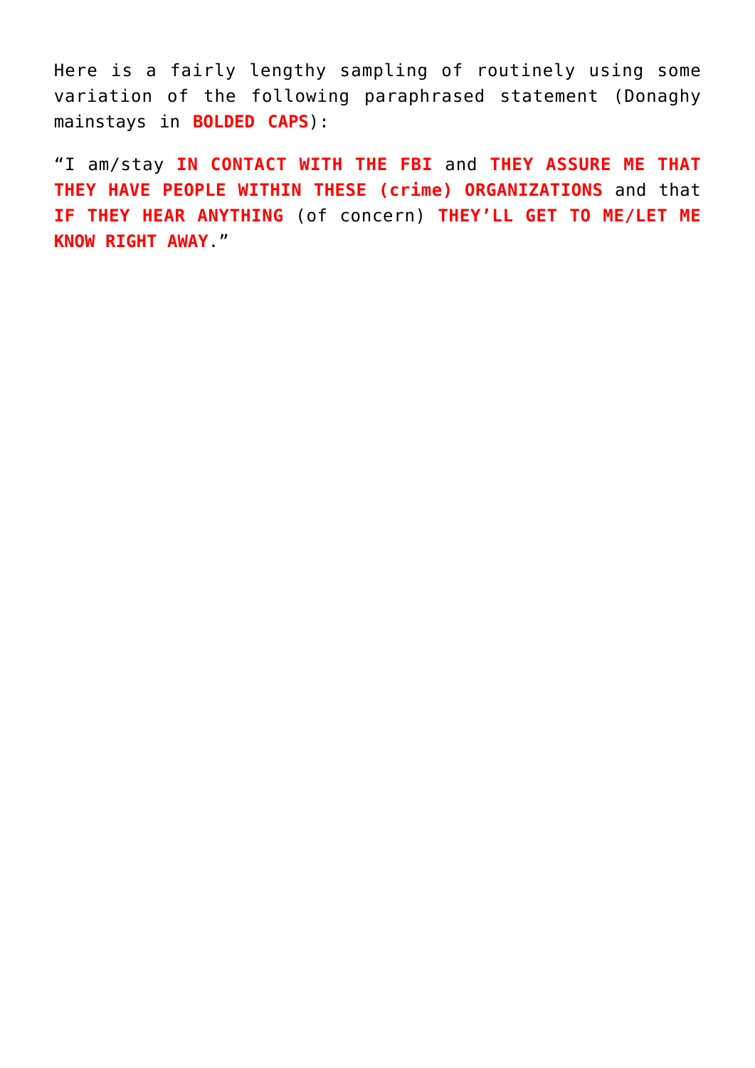Here is a fairly lengthy sampling of routinely using some variation of the following paraphrased statement (Donaghy mainstays in **BOLDED CAPS**):

"I am/stay **IN CONTACT WITH THE FBI** and **THEY ASSURE ME THAT THEY HAVE PEOPLE WITHIN THESE (crime) ORGANIZATIONS** and that **IF THEY HEAR ANYTHING** (of concern) **THEY'LL GET TO ME/LET ME KNOW RIGHT AWAY**."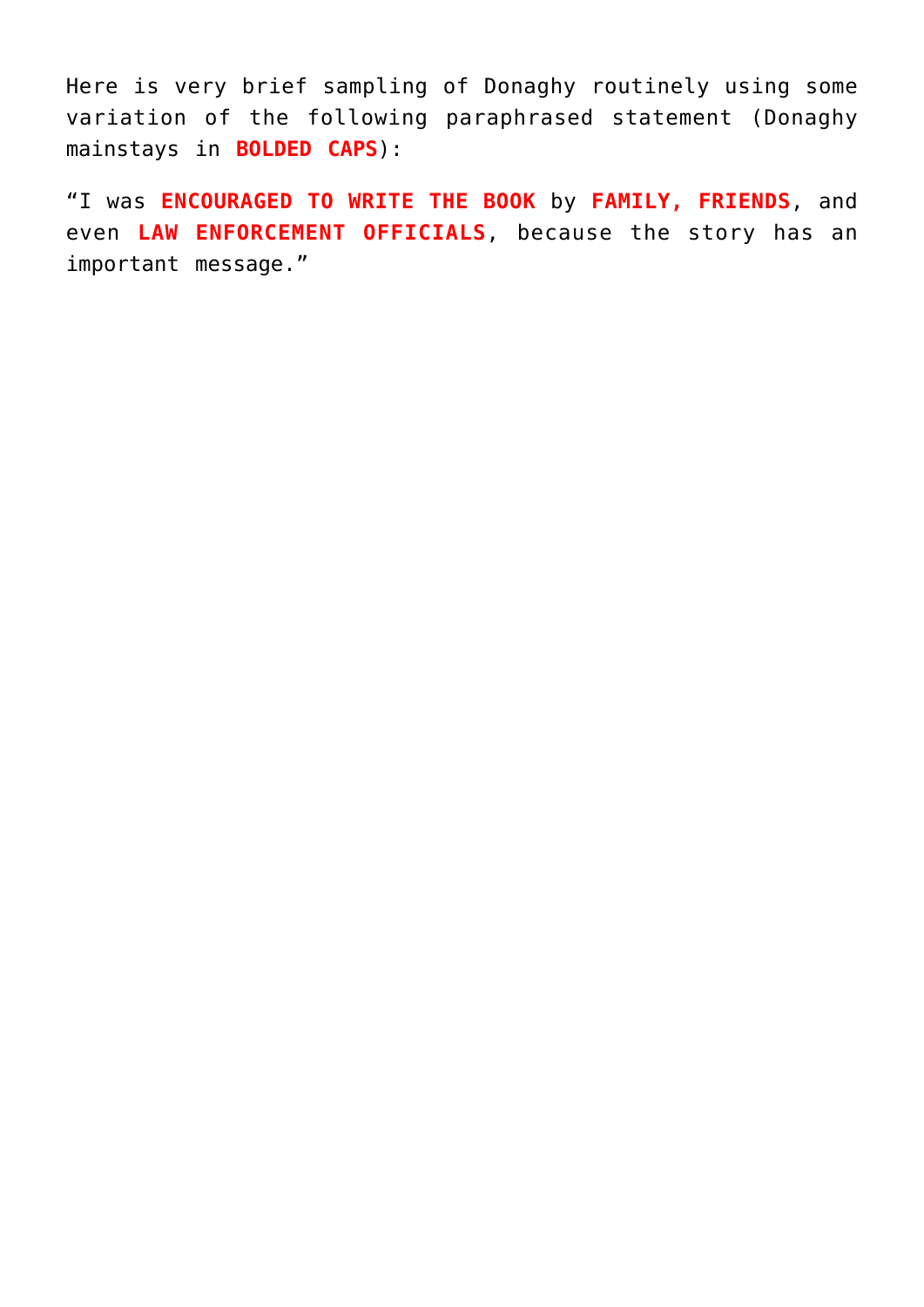Here is very brief sampling of Donaghy routinely using some variation of the following paraphrased statement (Donaghy mainstays in **BOLDED CAPS**):

“I was **ENCOURAGED TO WRITE THE BOOK** by **FAMILY, FRIENDS**, and even **LAW ENFORCEMENT OFFICIALS**, because the story has an important message.”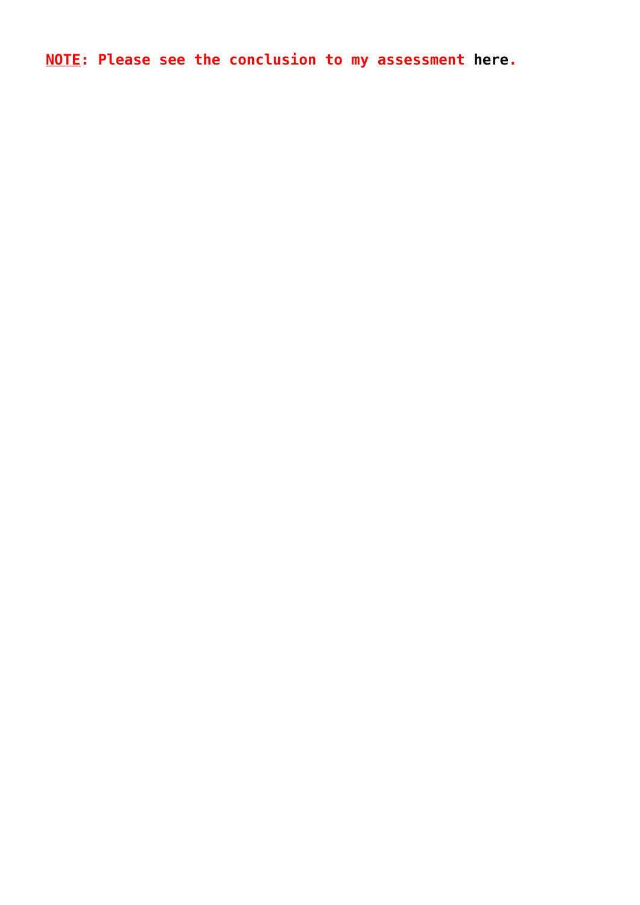**<u>NOTE</u>: Please see the conclusion to my assessment here.**